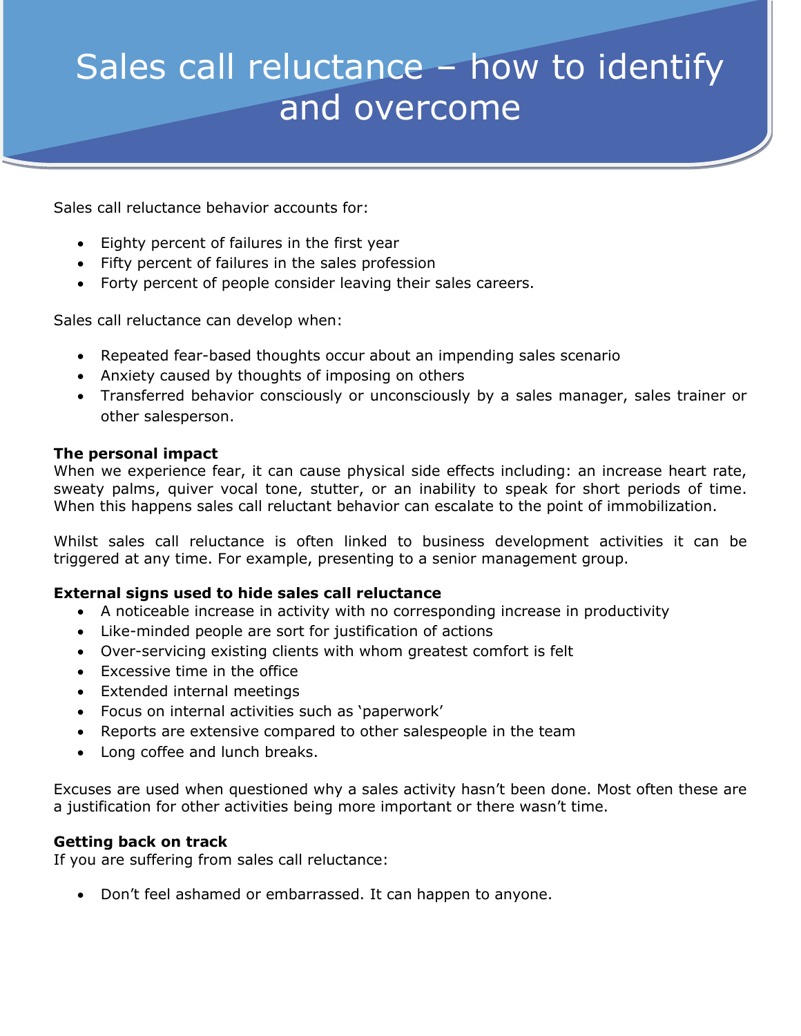# Sales call reluctance – how to identify and overcome

Sales call reluctance behavior accounts for:

- Eighty percent of failures in the first year
- Fifty percent of failures in the sales profession
- Forty percent of people consider leaving their sales careers.

Sales call reluctance can develop when:

- Repeated fear-based thoughts occur about an impending sales scenario
- Anxiety caused by thoughts of imposing on others
- Transferred behavior consciously or unconsciously by a sales manager, sales trainer or other salesperson.

**The personal impact**

When we experience fear, it can cause physical side effects including: an increase heart rate, sweaty palms, quiver vocal tone, stutter, or an inability to speak for short periods of time. When this happens sales call reluctant behavior can escalate to the point of immobilization.

Whilst sales call reluctance is often linked to business development activities it can be triggered at any time. For example, presenting to a senior management group.

**External signs used to hide sales call reluctance**

- A noticeable increase in activity with no corresponding increase in productivity
- Like-minded people are sort for justification of actions
- Over-servicing existing clients with whom greatest comfort is felt
- Excessive time in the office
- Extended internal meetings
- Focus on internal activities such as 'paperwork'
- Reports are extensive compared to other salespeople in the team
- Long coffee and lunch breaks.

Excuses are used when questioned why a sales activity hasn't been done. Most often these are a justification for other activities being more important or there wasn't time.

**Getting back on track**

If you are suffering from sales call reluctance:

- Don't feel ashamed or embarrassed. It can happen to anyone.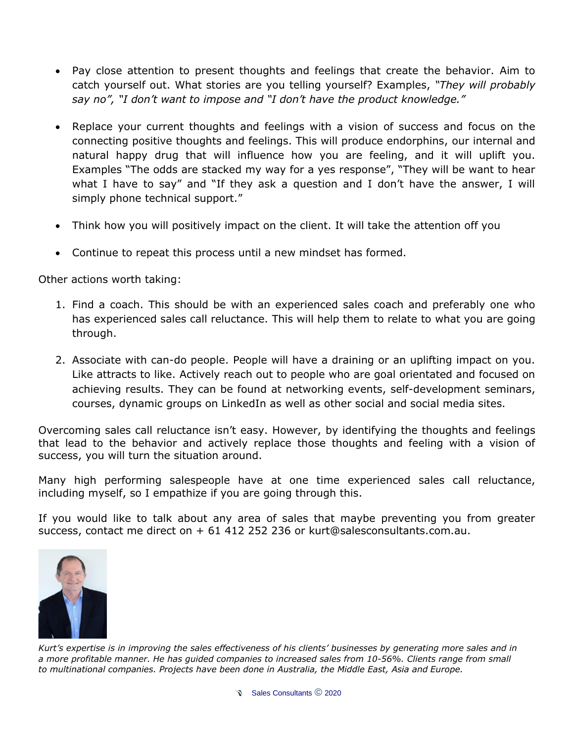- Pay close attention to present thoughts and feelings that create the behavior. Aim to catch yourself out. What stories are you telling yourself? Examples, *"They will probably say no", "I don't want to impose and "I don't have the product knowledge."*

- Replace your current thoughts and feelings with a vision of success and focus on the connecting positive thoughts and feelings. This will produce endorphins, our internal and natural happy drug that will influence how you are feeling, and it will uplift you. Examples "The odds are stacked my way for a yes response", "They will be want to hear what I have to say" and "If they ask a question and I don't have the answer, I will simply phone technical support."

- Think how you will positively impact on the client. It will take the attention off you

- Continue to repeat this process until a new mindset has formed.

Other actions worth taking:

1. Find a coach. This should be with an experienced sales coach and preferably one who has experienced sales call reluctance. This will help them to relate to what you are going through.

2. Associate with can-do people. People will have a draining or an uplifting impact on you. Like attracts to like. Actively reach out to people who are goal orientated and focused on achieving results. They can be found at networking events, self-development seminars, courses, dynamic groups on LinkedIn as well as other social and social media sites.

Overcoming sales call reluctance isn't easy. However, by identifying the thoughts and feelings that lead to the behavior and actively replace those thoughts and feeling with a vision of success, you will turn the situation around.

Many high performing salespeople have at one time experienced sales call reluctance, including myself, so I empathize if you are going through this.

If you would like to talk about any area of sales that maybe preventing you from greater success, contact me direct on + 61 412 252 236 or kurt@salesconsultants.com.au.

*Kurt's expertise is in improving the sales effectiveness of his clients' businesses by generating more sales and in a more profitable manner. He has guided companies to increased sales from 10-56%. Clients range from small to multinational companies. Projects have been done in Australia, the Middle East, Asia and Europe.*

Sales Consultants © 2020